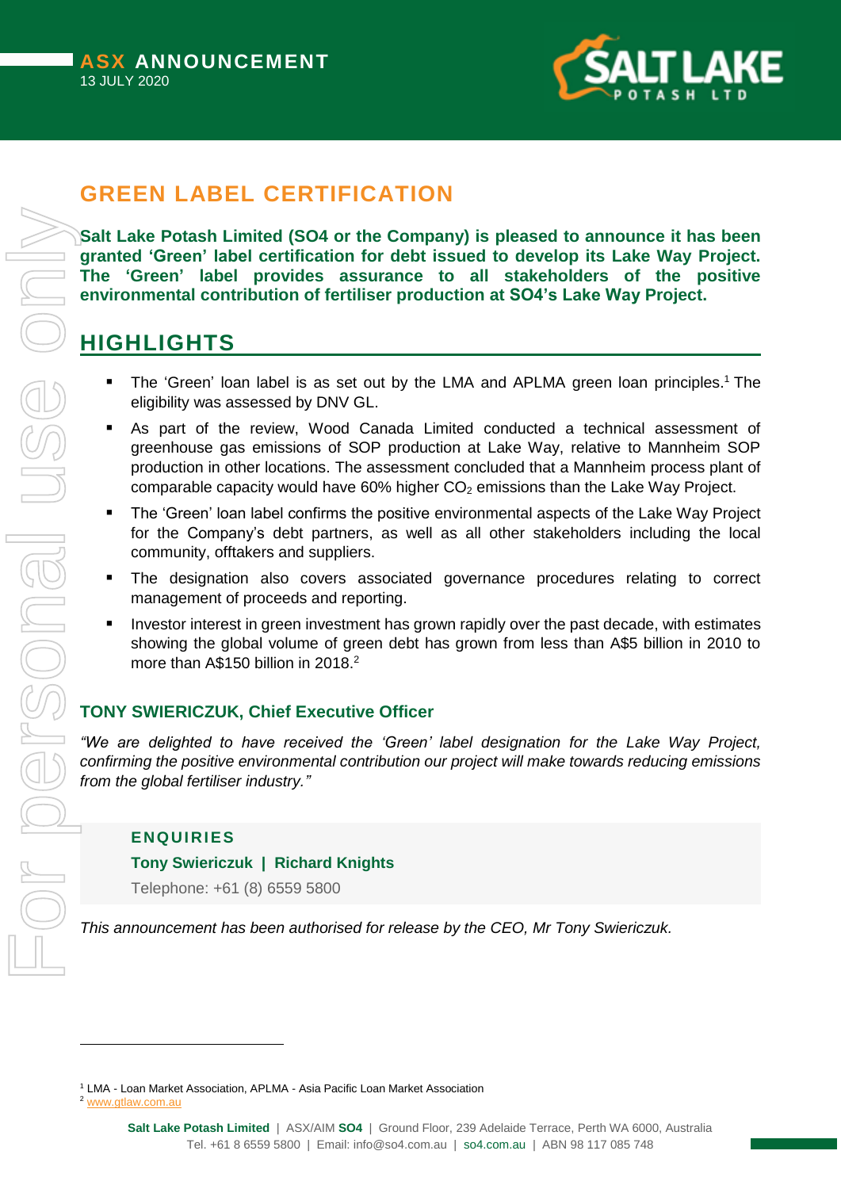**ASX ANNOUNCEMENT**
13 JULY 2020

# GREEN LABEL CERTIFICATION

**Salt Lake Potash Limited (SO4 or the Company) is pleased to announce it has been granted 'Green' label certification for debt issued to develop its Lake Way Project. The 'Green' label provides assurance to all stakeholders of the positive environmental contribution of fertiliser production at SO4's Lake Way Project.**

## HIGHLIGHTS

- The 'Green' loan label is as set out by the LMA and APLMA green loan principles.[1] The eligibility was assessed by DNV GL.
- As part of the review, Wood Canada Limited conducted a technical assessment of greenhouse gas emissions of SOP production at Lake Way, relative to Mannheim SOP production in other locations. The assessment concluded that a Mannheim process plant of comparable capacity would have 60% higher $CO_2$ emissions than the Lake Way Project.
- The 'Green' loan label confirms the positive environmental aspects of the Lake Way Project for the Company's debt partners, as well as all other stakeholders including the local community, offtakers and suppliers.
- The designation also covers associated governance procedures relating to correct management of proceeds and reporting.
- Investor interest in green investment has grown rapidly over the past decade, with estimates showing the global volume of green debt has grown from less than A$5 billion in 2010 to more than A$150 billion in 2018.[2]

### TONY SWIERICZUK, Chief Executive Officer

*"We are delighted to have received the 'Green' label designation for the Lake Way Project, confirming the positive environmental contribution our project will make towards reducing emissions from the global fertiliser industry."*

**ENQUIRIES**
**Tony Swiericzuk | Richard Knights**
Telephone: +61 (8) 6559 5800

*This announcement has been authorised for release by the CEO, Mr Tony Swiericzuk.*

---

[1] LMA - Loan Market Association, APLMA - Asia Pacific Loan Market Association
[2] www.gtlaw.com.au

Salt Lake Potash Limited | ASX/AIM SO4 | Ground Floor, 239 Adelaide Terrace, Perth WA 6000, Australia
Tel. +61 8 6559 5800 | Email: info@so4.com.au | so4.com.au | ABN 98 117 085 748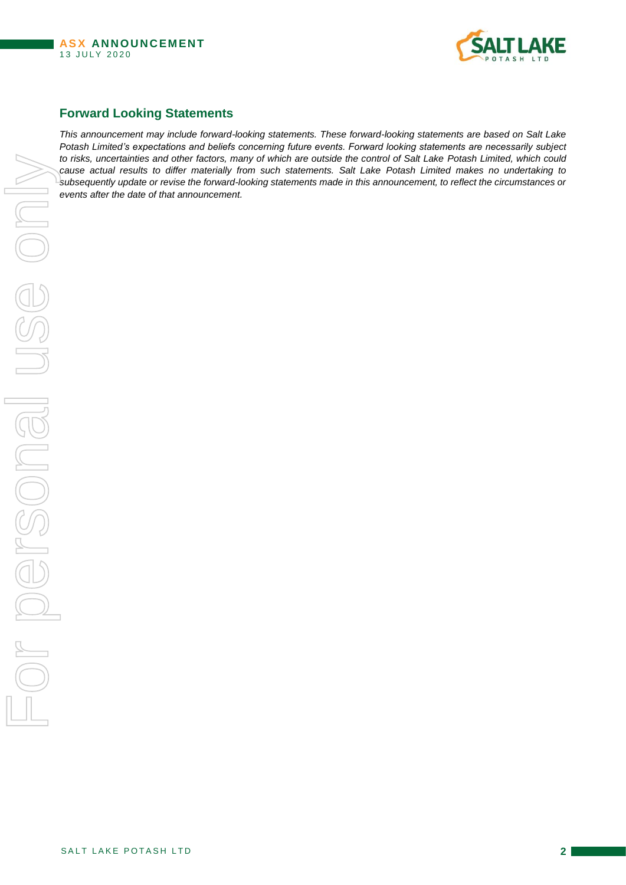## Forward Looking Statements

*This announcement may include forward-looking statements. These forward-looking statements are based on Salt Lake Potash Limited's expectations and beliefs concerning future events. Forward looking statements are necessarily subject to risks, uncertainties and other factors, many of which are outside the control of Salt Lake Potash Limited, which could cause actual results to differ materially from such statements. Salt Lake Potash Limited makes no undertaking to subsequently update or revise the forward-looking statements made in this announcement, to reflect the circumstances or events after the date of that announcement.*